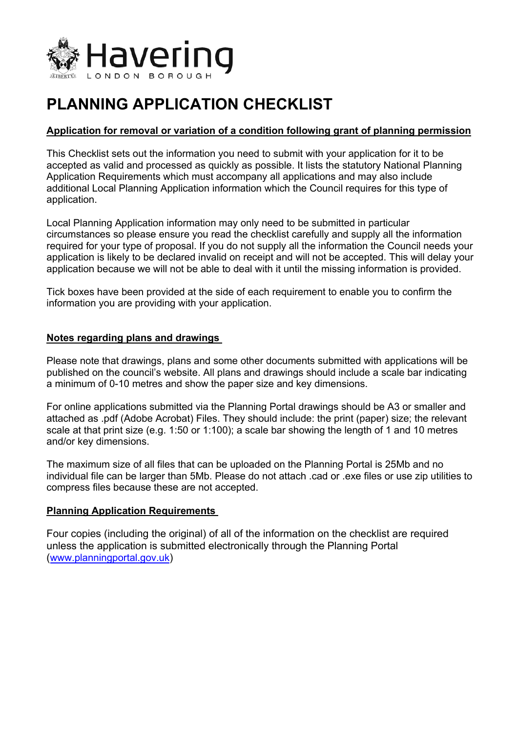Havering
LONDON BOROUGH

# PLANNING APPLICATION CHECKLIST

**Application for removal or variation of a condition following grant of planning permission**

This Checklist sets out the information you need to submit with your application for it to be accepted as valid and processed as quickly as possible. It lists the statutory National Planning Application Requirements which must accompany all applications and may also include additional Local Planning Application information which the Council requires for this type of application.

Local Planning Application information may only need to be submitted in particular circumstances so please ensure you read the checklist carefully and supply all the information required for your type of proposal. If you do not supply all the information the Council needs your application is likely to be declared invalid on receipt and will not be accepted. This will delay your application because we will not be able to deal with it until the missing information is provided.

Tick boxes have been provided at the side of each requirement to enable you to confirm the information you are providing with your application.

**Notes regarding plans and drawings**

Please note that drawings, plans and some other documents submitted with applications will be published on the council's website. All plans and drawings should include a scale bar indicating a minimum of 0-10 metres and show the paper size and key dimensions.

For online applications submitted via the Planning Portal drawings should be A3 or smaller and attached as .pdf (Adobe Acrobat) Files. They should include: the print (paper) size; the relevant scale at that print size (e.g. 1:50 or 1:100); a scale bar showing the length of 1 and 10 metres and/or key dimensions.

The maximum size of all files that can be uploaded on the Planning Portal is 25Mb and no individual file can be larger than 5Mb. Please do not attach .cad or .exe files or use zip utilities to compress files because these are not accepted.

**Planning Application Requirements**

Four copies (including the original) of all of the information on the checklist are required unless the application is submitted electronically through the Planning Portal (www.planningportal.gov.uk)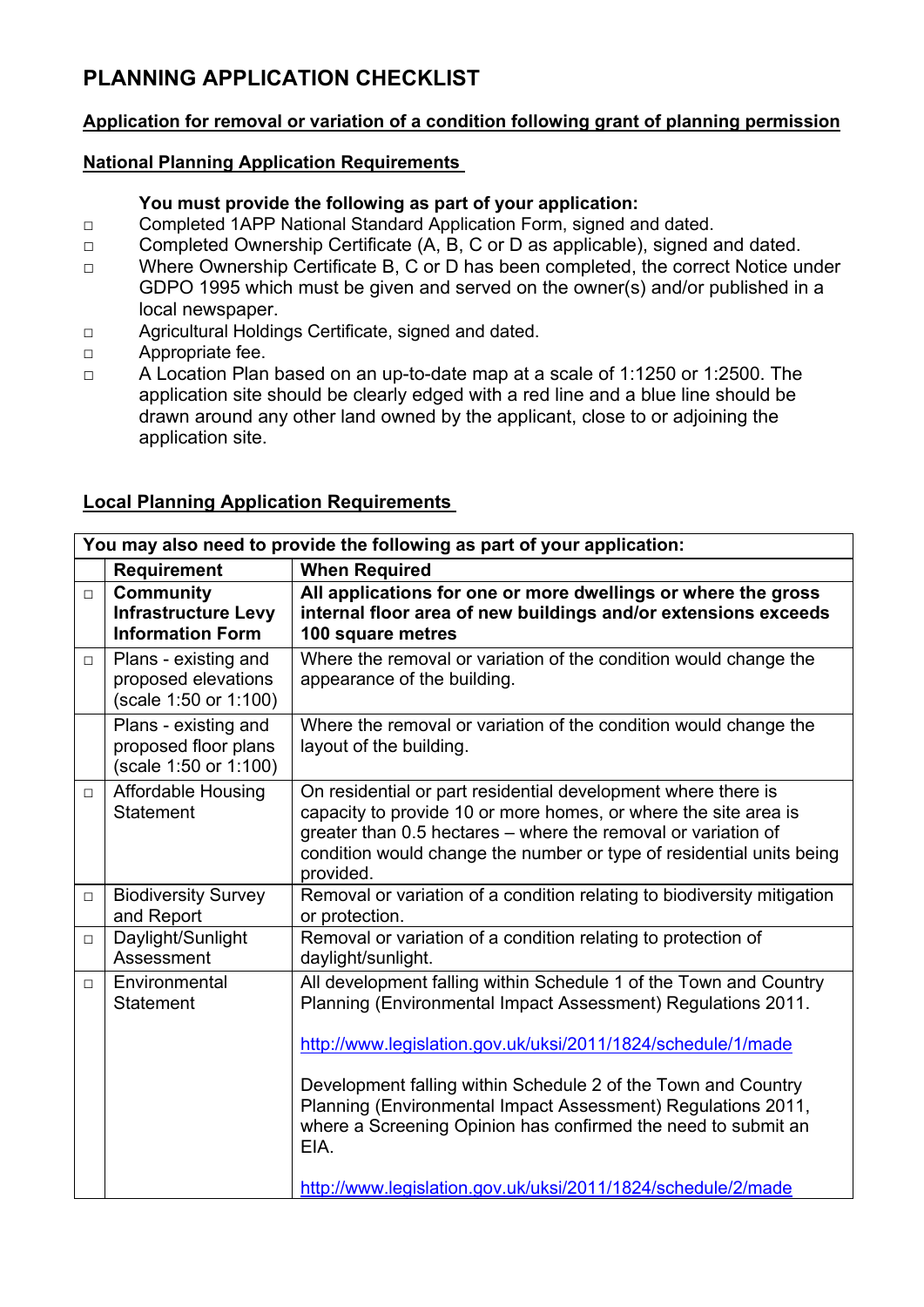# PLANNING APPLICATION CHECKLIST

## Application for removal or variation of a condition following grant of planning permission

### National Planning Application Requirements

**You must provide the following as part of your application:**

- □ Completed 1APP National Standard Application Form, signed and dated.
- □ Completed Ownership Certificate (A, B, C or D as applicable), signed and dated.
- □ Where Ownership Certificate B, C or D has been completed, the correct Notice under GDPO 1995 which must be given and served on the owner(s) and/or published in a local newspaper.
- □ Agricultural Holdings Certificate, signed and dated.
- □ Appropriate fee.
- □ A Location Plan based on an up-to-date map at a scale of 1:1250 or 1:2500. The application site should be clearly edged with a red line and a blue line should be drawn around any other land owned by the applicant, close to or adjoining the application site.

### Local Planning Application Requirements

| **You may also need to provide the following as part of your application:** | | |
|---|---|---|
| | **Requirement** | **When Required** |
| □ | **Community Infrastructure Levy Information Form** | **All applications for one or more dwellings or where the gross internal floor area of new buildings and/or extensions exceeds 100 square metres** |
| □ | Plans - existing and proposed elevations (scale 1:50 or 1:100) | Where the removal or variation of the condition would change the appearance of the building. |
| | Plans - existing and proposed floor plans (scale 1:50 or 1:100) | Where the removal or variation of the condition would change the layout of the building. |
| □ | Affordable Housing Statement | On residential or part residential development where there is capacity to provide 10 or more homes, or where the site area is greater than 0.5 hectares – where the removal or variation of condition would change the number or type of residential units being provided. |
| □ | Biodiversity Survey and Report | Removal or variation of a condition relating to biodiversity mitigation or protection. |
| □ | Daylight/Sunlight Assessment | Removal or variation of a condition relating to protection of daylight/sunlight. |
| □ | Environmental Statement | All development falling within Schedule 1 of the Town and Country Planning (Environmental Impact Assessment) Regulations 2011.<br><br>http://www.legislation.gov.uk/uksi/2011/1824/schedule/1/made<br><br>Development falling within Schedule 2 of the Town and Country Planning (Environmental Impact Assessment) Regulations 2011, where a Screening Opinion has confirmed the need to submit an EIA.<br><br>http://www.legislation.gov.uk/uksi/2011/1824/schedule/2/made |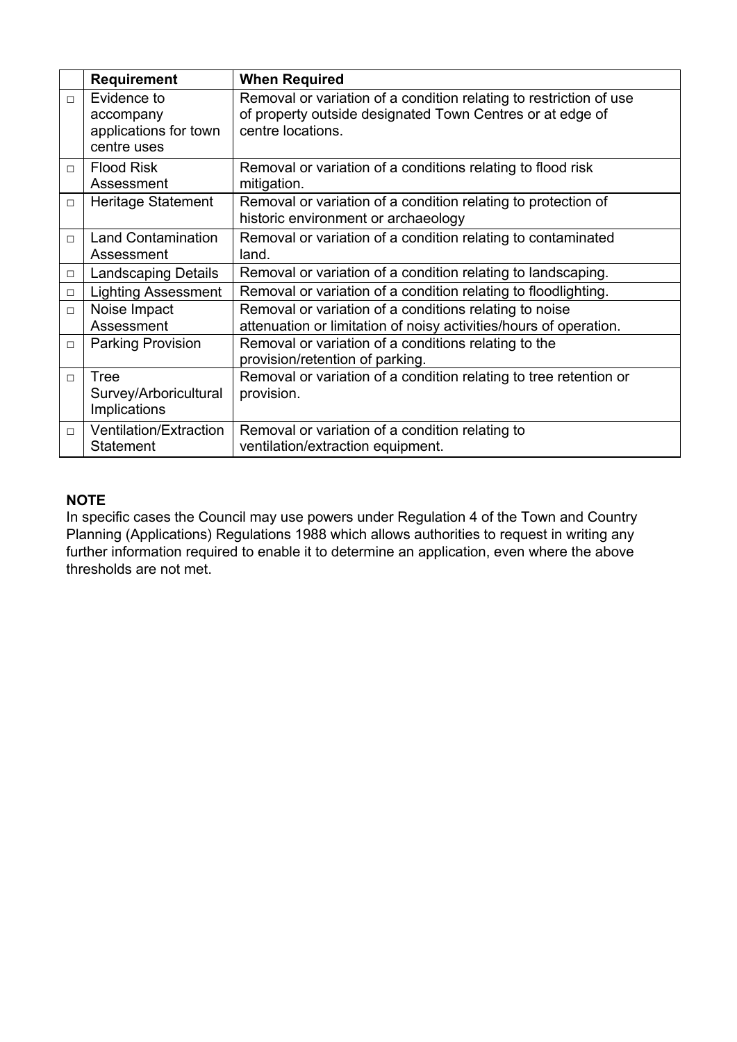| | Requirement | When Required |
|---|---|---|
| □ | Evidence to accompany applications for town centre uses | Removal or variation of a condition relating to restriction of use of property outside designated Town Centres or at edge of centre locations. |
| □ | Flood Risk Assessment | Removal or variation of a conditions relating to flood risk mitigation. |
| □ | Heritage Statement | Removal or variation of a condition relating to protection of historic environment or archaeology |
| □ | Land Contamination Assessment | Removal or variation of a condition relating to contaminated land. |
| □ | Landscaping Details | Removal or variation of a condition relating to landscaping. |
| □ | Lighting Assessment | Removal or variation of a condition relating to floodlighting. |
| □ | Noise Impact Assessment | Removal or variation of a conditions relating to noise attenuation or limitation of noisy activities/hours of operation. |
| □ | Parking Provision | Removal or variation of a conditions relating to the provision/retention of parking. |
| □ | Tree Survey/Arboricultural Implications | Removal or variation of a condition relating to tree retention or provision. |
| □ | Ventilation/Extraction Statement | Removal or variation of a condition relating to ventilation/extraction equipment. |

**NOTE**

In specific cases the Council may use powers under Regulation 4 of the Town and Country Planning (Applications) Regulations 1988 which allows authorities to request in writing any further information required to enable it to determine an application, even where the above thresholds are not met.